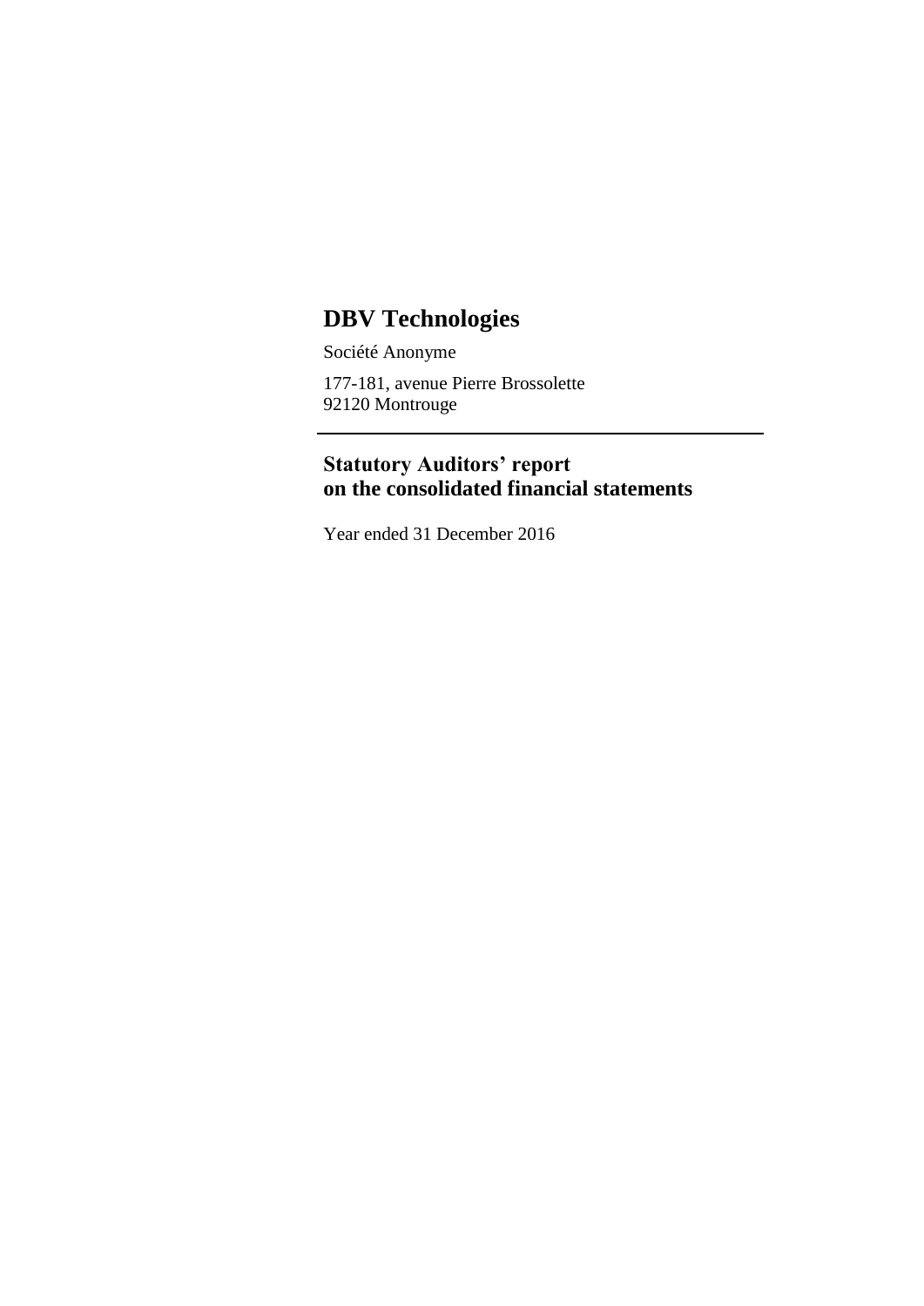# DBV Technologies

Société Anonyme

177-181, avenue Pierre Brossolette
92120 Montrouge

---

## Statutory Auditors' report on the consolidated financial statements

Year ended 31 December 2016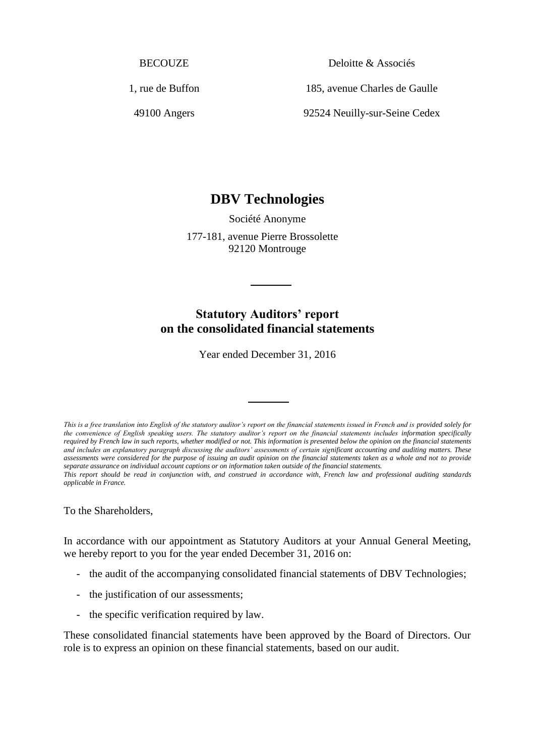BECOUZE

1, rue de Buffon

49100 Angers

Deloitte & Associés

185, avenue Charles de Gaulle

92524 Neuilly-sur-Seine Cedex

# DBV Technologies

Société Anonyme

177-181, avenue Pierre Brossolette
92120 Montrouge

## Statutory Auditors' report on the consolidated financial statements

Year ended December 31, 2016

*This is a free translation into English of the statutory auditor's report on the financial statements issued in French and is provided solely for the convenience of English speaking users. The statutory auditor's report on the financial statements includes information specifically required by French law in such reports, whether modified or not. This information is presented below the opinion on the financial statements and includes an explanatory paragraph discussing the auditors' assessments of certain significant accounting and auditing matters. These assessments were considered for the purpose of issuing an audit opinion on the financial statements taken as a whole and not to provide separate assurance on individual account captions or on information taken outside of the financial statements.*

*This report should be read in conjunction with, and construed in accordance with, French law and professional auditing standards applicable in France.*

To the Shareholders,

In accordance with our appointment as Statutory Auditors at your Annual General Meeting, we hereby report to you for the year ended December 31, 2016 on:

- the audit of the accompanying consolidated financial statements of DBV Technologies;
- the justification of our assessments;
- the specific verification required by law.

These consolidated financial statements have been approved by the Board of Directors. Our role is to express an opinion on these financial statements, based on our audit.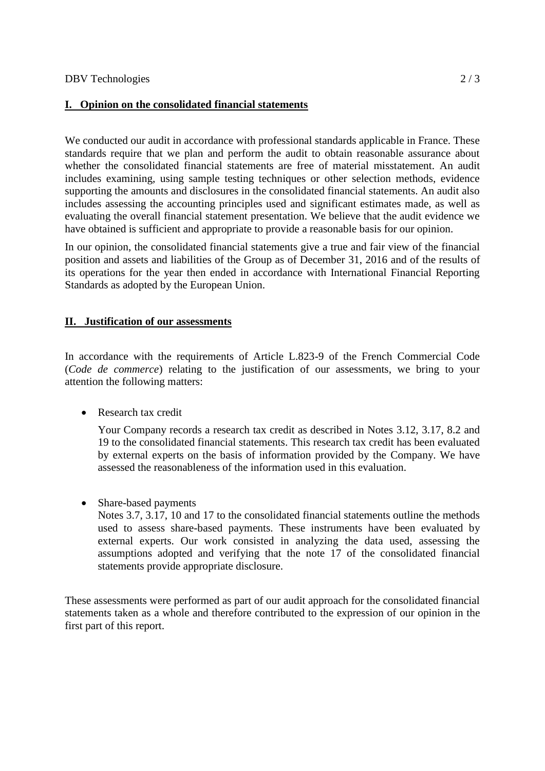## I. Opinion on the consolidated financial statements

We conducted our audit in accordance with professional standards applicable in France. These standards require that we plan and perform the audit to obtain reasonable assurance about whether the consolidated financial statements are free of material misstatement. An audit includes examining, using sample testing techniques or other selection methods, evidence supporting the amounts and disclosures in the consolidated financial statements. An audit also includes assessing the accounting principles used and significant estimates made, as well as evaluating the overall financial statement presentation. We believe that the audit evidence we have obtained is sufficient and appropriate to provide a reasonable basis for our opinion.

In our opinion, the consolidated financial statements give a true and fair view of the financial position and assets and liabilities of the Group as of December 31, 2016 and of the results of its operations for the year then ended in accordance with International Financial Reporting Standards as adopted by the European Union.

## II. Justification of our assessments

In accordance with the requirements of Article L.823-9 of the French Commercial Code (*Code de commerce*) relating to the justification of our assessments, we bring to your attention the following matters:

- Research tax credit

  Your Company records a research tax credit as described in Notes 3.12, 3.17, 8.2 and 19 to the consolidated financial statements. This research tax credit has been evaluated by external experts on the basis of information provided by the Company. We have assessed the reasonableness of the information used in this evaluation.

- Share-based payments

  Notes 3.7, 3.17, 10 and 17 to the consolidated financial statements outline the methods used to assess share-based payments. These instruments have been evaluated by external experts. Our work consisted in analyzing the data used, assessing the assumptions adopted and verifying that the note 17 of the consolidated financial statements provide appropriate disclosure.

These assessments were performed as part of our audit approach for the consolidated financial statements taken as a whole and therefore contributed to the expression of our opinion in the first part of this report.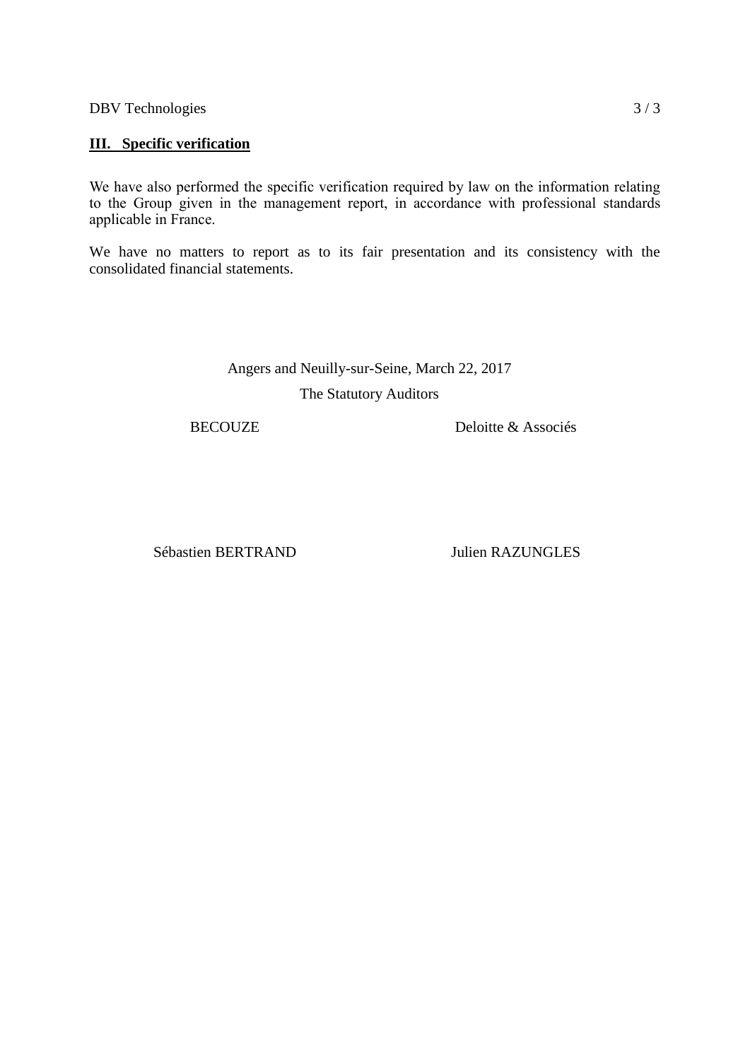## III. Specific verification

We have also performed the specific verification required by law on the information relating to the Group given in the management report, in accordance with professional standards applicable in France.

We have no matters to report as to its fair presentation and its consistency with the consolidated financial statements.

Angers and Neuilly-sur-Seine, March 22, 2017

The Statutory Auditors

| | |
|---|---|
| BECOUZE | Deloitte & Associés |
| Sébastien BERTRAND | Julien RAZUNGLES |